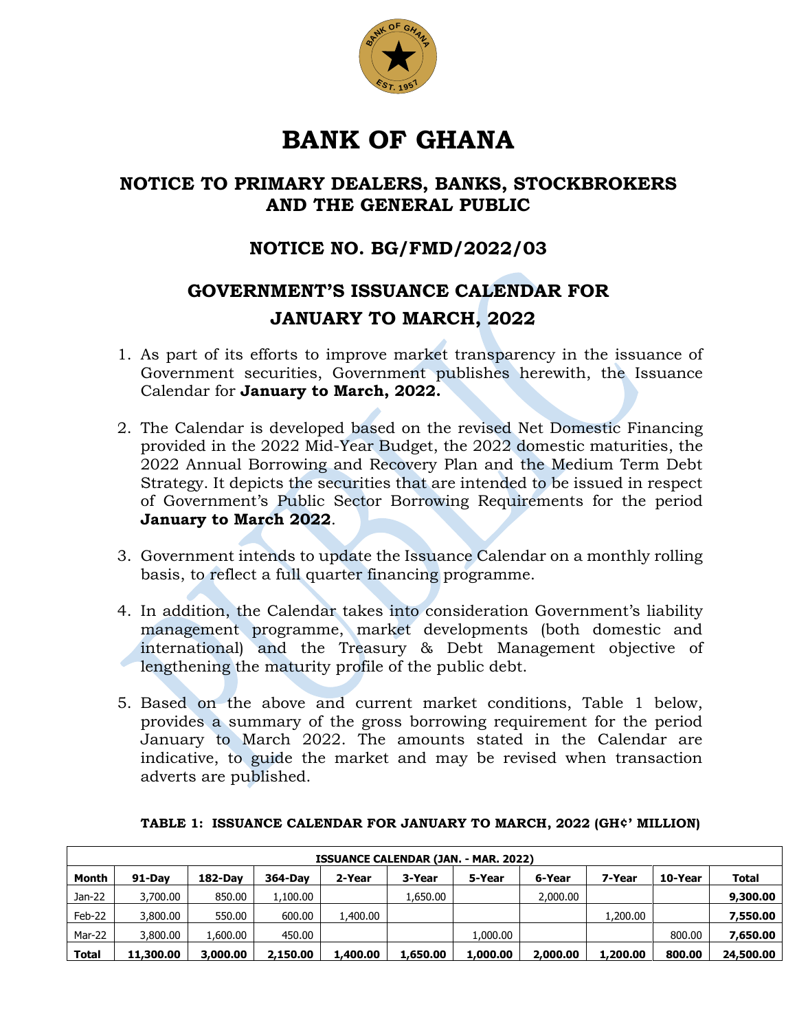# BANK OF GHANA

## NOTICE TO PRIMARY DEALERS, BANKS, STOCKBROKERS AND THE GENERAL PUBLIC

## NOTICE NO. BG/FMD/2022/03

## GOVERNMENT'S ISSUANCE CALENDAR FOR JANUARY TO MARCH, 2022

1. As part of its efforts to improve market transparency in the issuance of Government securities, Government publishes herewith, the Issuance Calendar for **January to March, 2022.**

2. The Calendar is developed based on the revised Net Domestic Financing provided in the 2022 Mid-Year Budget, the 2022 domestic maturities, the 2022 Annual Borrowing and Recovery Plan and the Medium Term Debt Strategy. It depicts the securities that are intended to be issued in respect of Government's Public Sector Borrowing Requirements for the period **January to March 2022**.

3. Government intends to update the Issuance Calendar on a monthly rolling basis, to reflect a full quarter financing programme.

4. In addition, the Calendar takes into consideration Government's liability management programme, market developments (both domestic and international) and the Treasury & Debt Management objective of lengthening the maturity profile of the public debt.

5. Based on the above and current market conditions, Table 1 below, provides a summary of the gross borrowing requirement for the period January to March 2022. The amounts stated in the Calendar are indicative, to guide the market and may be revised when transaction adverts are published.

**TABLE 1: ISSUANCE CALENDAR FOR JANUARY TO MARCH, 2022 (GH¢' MILLION)**

| ISSUANCE CALENDAR (JAN. - MAR. 2022) | | | | | | | | | | |
|---|---|---|---|---|---|---|---|---|---|---|
| **Month** | **91-Day** | **182-Day** | **364-Day** | **2-Year** | **3-Year** | **5-Year** | **6-Year** | **7-Year** | **10-Year** | **Total** |
| Jan-22 | 3,700.00 | 850.00 | 1,100.00 | | 1,650.00 | | 2,000.00 | | | **9,300.00** |
| Feb-22 | 3,800.00 | 550.00 | 600.00 | 1,400.00 | | | | 1,200.00 | | **7,550.00** |
| Mar-22 | 3,800.00 | 1,600.00 | 450.00 | | | 1,000.00 | | | 800.00 | **7,650.00** |
| **Total** | **11,300.00** | **3,000.00** | **2,150.00** | **1,400.00** | **1,650.00** | **1,000.00** | **2,000.00** | **1,200.00** | **800.00** | **24,500.00** |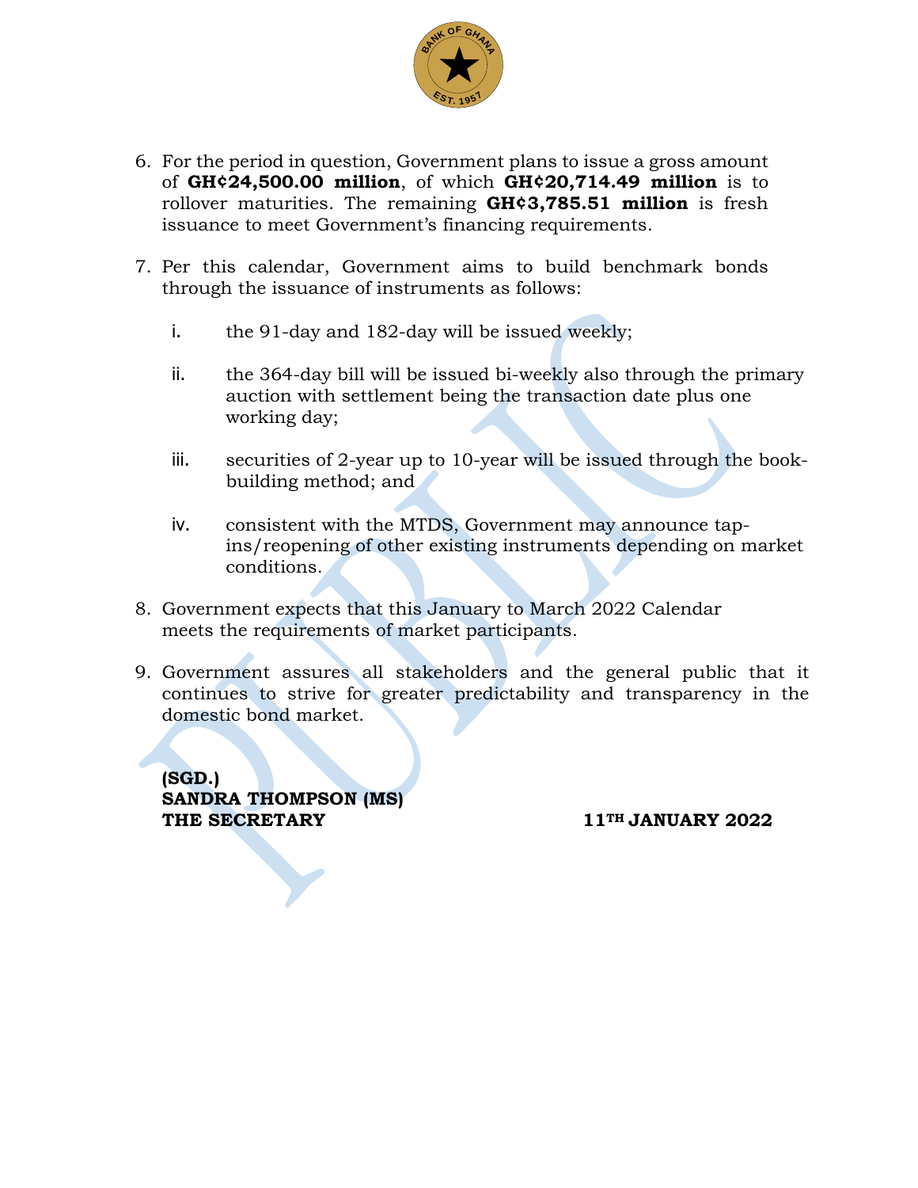6. For the period in question, Government plans to issue a gross amount of **GH¢24,500.00 million**, of which **GH¢20,714.49 million** is to rollover maturities. The remaining **GH¢3,785.51 million** is fresh issuance to meet Government's financing requirements.

7. Per this calendar, Government aims to build benchmark bonds through the issuance of instruments as follows:

   i. the 91-day and 182-day will be issued weekly;

   ii. the 364-day bill will be issued bi-weekly also through the primary auction with settlement being the transaction date plus one working day;

   iii. securities of 2-year up to 10-year will be issued through the book-building method; and

   iv. consistent with the MTDS, Government may announce tap-ins/reopening of other existing instruments depending on market conditions.

8. Government expects that this January to March 2022 Calendar meets the requirements of market participants.

9. Government assures all stakeholders and the general public that it continues to strive for greater predictability and transparency in the domestic bond market.

**(SGD.)**
**SANDRA THOMPSON (MS)**
**THE SECRETARY**

**11TH JANUARY 2022**